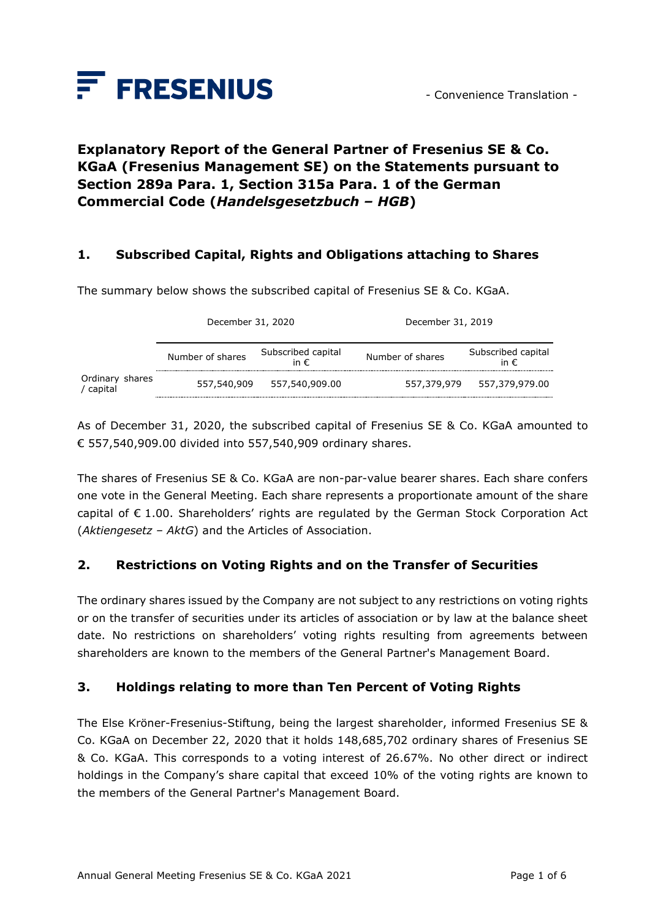FRESENIUS

- Convenience Translation -

# Explanatory Report of the General Partner of Fresenius SE & Co. KGaA (Fresenius Management SE) on the Statements pursuant to Section 289a Para. 1, Section 315a Para. 1 of the German Commercial Code (*Handelsgesetzbuch – HGB*)

## 1. Subscribed Capital, Rights and Obligations attaching to Shares

The summary below shows the subscribed capital of Fresenius SE & Co. KGaA.

| | December 31, 2020 | | December 31, 2019 | |
|---|---|---|---|---|
| | Number of shares | Subscribed capital in € | Number of shares | Subscribed capital in € |
| Ordinary shares / capital | 557,540,909 | 557,540,909.00 | 557,379,979 | 557,379,979.00 |

As of December 31, 2020, the subscribed capital of Fresenius SE & Co. KGaA amounted to € 557,540,909.00 divided into 557,540,909 ordinary shares.

The shares of Fresenius SE & Co. KGaA are non-par-value bearer shares. Each share confers one vote in the General Meeting. Each share represents a proportionate amount of the share capital of € 1.00. Shareholders' rights are regulated by the German Stock Corporation Act (*Aktiengesetz – AktG*) and the Articles of Association.

## 2. Restrictions on Voting Rights and on the Transfer of Securities

The ordinary shares issued by the Company are not subject to any restrictions on voting rights or on the transfer of securities under its articles of association or by law at the balance sheet date. No restrictions on shareholders' voting rights resulting from agreements between shareholders are known to the members of the General Partner's Management Board.

## 3. Holdings relating to more than Ten Percent of Voting Rights

The Else Kröner-Fresenius-Stiftung, being the largest shareholder, informed Fresenius SE & Co. KGaA on December 22, 2020 that it holds 148,685,702 ordinary shares of Fresenius SE & Co. KGaA. This corresponds to a voting interest of 26.67%. No other direct or indirect holdings in the Company's share capital that exceed 10% of the voting rights are known to the members of the General Partner's Management Board.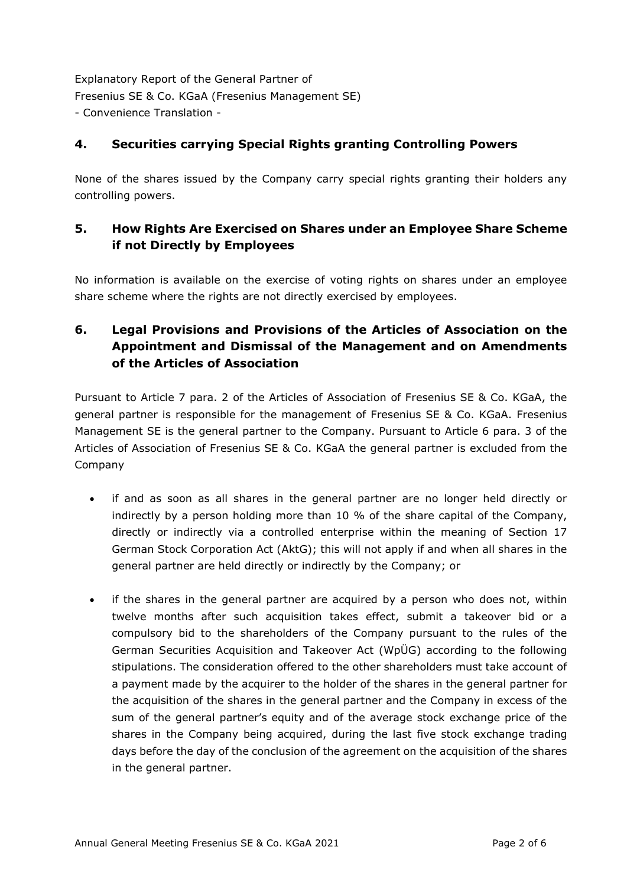## 4. Securities carrying Special Rights granting Controlling Powers

None of the shares issued by the Company carry special rights granting their holders any controlling powers.

## 5. How Rights Are Exercised on Shares under an Employee Share Scheme if not Directly by Employees

No information is available on the exercise of voting rights on shares under an employee share scheme where the rights are not directly exercised by employees.

## 6. Legal Provisions and Provisions of the Articles of Association on the Appointment and Dismissal of the Management and on Amendments of the Articles of Association

Pursuant to Article 7 para. 2 of the Articles of Association of Fresenius SE & Co. KGaA, the general partner is responsible for the management of Fresenius SE & Co. KGaA. Fresenius Management SE is the general partner to the Company. Pursuant to Article 6 para. 3 of the Articles of Association of Fresenius SE & Co. KGaA the general partner is excluded from the Company

- if and as soon as all shares in the general partner are no longer held directly or indirectly by a person holding more than 10 % of the share capital of the Company, directly or indirectly via a controlled enterprise within the meaning of Section 17 German Stock Corporation Act (AktG); this will not apply if and when all shares in the general partner are held directly or indirectly by the Company; or
- if the shares in the general partner are acquired by a person who does not, within twelve months after such acquisition takes effect, submit a takeover bid or a compulsory bid to the shareholders of the Company pursuant to the rules of the German Securities Acquisition and Takeover Act (WpÜG) according to the following stipulations. The consideration offered to the other shareholders must take account of a payment made by the acquirer to the holder of the shares in the general partner for the acquisition of the shares in the general partner and the Company in excess of the sum of the general partner's equity and of the average stock exchange price of the shares in the Company being acquired, during the last five stock exchange trading days before the day of the conclusion of the agreement on the acquisition of the shares in the general partner.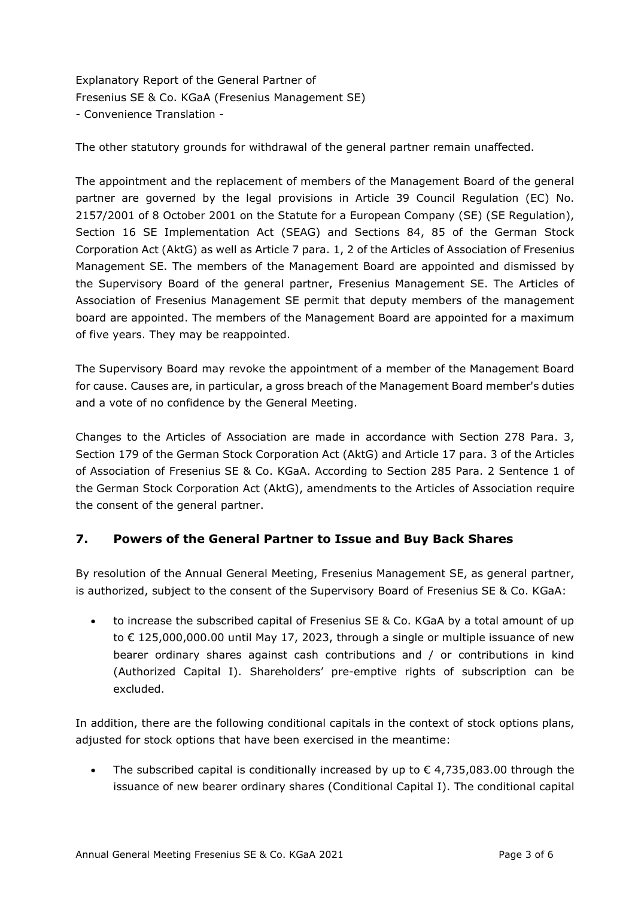The other statutory grounds for withdrawal of the general partner remain unaffected.

The appointment and the replacement of members of the Management Board of the general partner are governed by the legal provisions in Article 39 Council Regulation (EC) No. 2157/2001 of 8 October 2001 on the Statute for a European Company (SE) (SE Regulation), Section 16 SE Implementation Act (SEAG) and Sections 84, 85 of the German Stock Corporation Act (AktG) as well as Article 7 para. 1, 2 of the Articles of Association of Fresenius Management SE. The members of the Management Board are appointed and dismissed by the Supervisory Board of the general partner, Fresenius Management SE. The Articles of Association of Fresenius Management SE permit that deputy members of the management board are appointed. The members of the Management Board are appointed for a maximum of five years. They may be reappointed.

The Supervisory Board may revoke the appointment of a member of the Management Board for cause. Causes are, in particular, a gross breach of the Management Board member's duties and a vote of no confidence by the General Meeting.

Changes to the Articles of Association are made in accordance with Section 278 Para. 3, Section 179 of the German Stock Corporation Act (AktG) and Article 17 para. 3 of the Articles of Association of Fresenius SE & Co. KGaA. According to Section 285 Para. 2 Sentence 1 of the German Stock Corporation Act (AktG), amendments to the Articles of Association require the consent of the general partner.

## 7. Powers of the General Partner to Issue and Buy Back Shares

By resolution of the Annual General Meeting, Fresenius Management SE, as general partner, is authorized, subject to the consent of the Supervisory Board of Fresenius SE & Co. KGaA:

- to increase the subscribed capital of Fresenius SE & Co. KGaA by a total amount of up to € 125,000,000.00 until May 17, 2023, through a single or multiple issuance of new bearer ordinary shares against cash contributions and / or contributions in kind (Authorized Capital I). Shareholders' pre-emptive rights of subscription can be excluded.

In addition, there are the following conditional capitals in the context of stock options plans, adjusted for stock options that have been exercised in the meantime:

- The subscribed capital is conditionally increased by up to € 4,735,083.00 through the issuance of new bearer ordinary shares (Conditional Capital I). The conditional capital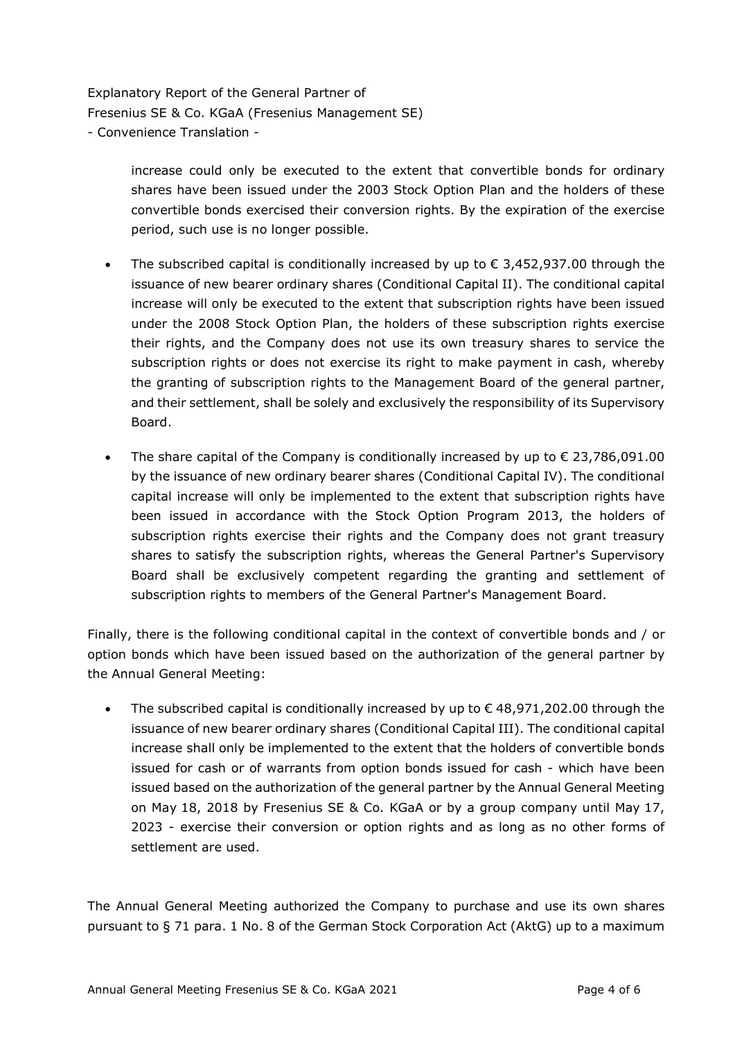increase could only be executed to the extent that convertible bonds for ordinary shares have been issued under the 2003 Stock Option Plan and the holders of these convertible bonds exercised their conversion rights. By the expiration of the exercise period, such use is no longer possible.

- The subscribed capital is conditionally increased by up to € 3,452,937.00 through the issuance of new bearer ordinary shares (Conditional Capital II). The conditional capital increase will only be executed to the extent that subscription rights have been issued under the 2008 Stock Option Plan, the holders of these subscription rights exercise their rights, and the Company does not use its own treasury shares to service the subscription rights or does not exercise its right to make payment in cash, whereby the granting of subscription rights to the Management Board of the general partner, and their settlement, shall be solely and exclusively the responsibility of its Supervisory Board.
- The share capital of the Company is conditionally increased by up to € 23,786,091.00 by the issuance of new ordinary bearer shares (Conditional Capital IV). The conditional capital increase will only be implemented to the extent that subscription rights have been issued in accordance with the Stock Option Program 2013, the holders of subscription rights exercise their rights and the Company does not grant treasury shares to satisfy the subscription rights, whereas the General Partner's Supervisory Board shall be exclusively competent regarding the granting and settlement of subscription rights to members of the General Partner's Management Board.

Finally, there is the following conditional capital in the context of convertible bonds and / or option bonds which have been issued based on the authorization of the general partner by the Annual General Meeting:

- The subscribed capital is conditionally increased by up to € 48,971,202.00 through the issuance of new bearer ordinary shares (Conditional Capital III). The conditional capital increase shall only be implemented to the extent that the holders of convertible bonds issued for cash or of warrants from option bonds issued for cash - which have been issued based on the authorization of the general partner by the Annual General Meeting on May 18, 2018 by Fresenius SE & Co. KGaA or by a group company until May 17, 2023 - exercise their conversion or option rights and as long as no other forms of settlement are used.

The Annual General Meeting authorized the Company to purchase and use its own shares pursuant to § 71 para. 1 No. 8 of the German Stock Corporation Act (AktG) up to a maximum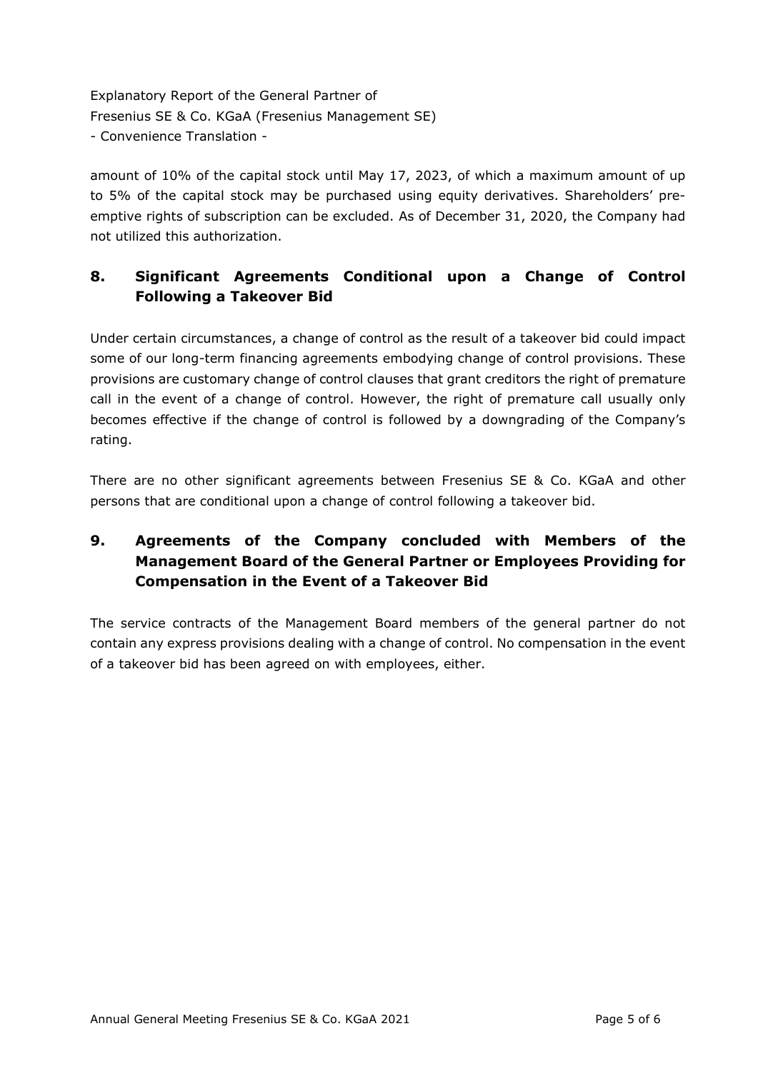amount of 10% of the capital stock until May 17, 2023, of which a maximum amount of up to 5% of the capital stock may be purchased using equity derivatives. Shareholders' pre-emptive rights of subscription can be excluded. As of December 31, 2020, the Company had not utilized this authorization.

## 8. Significant Agreements Conditional upon a Change of Control Following a Takeover Bid

Under certain circumstances, a change of control as the result of a takeover bid could impact some of our long-term financing agreements embodying change of control provisions. These provisions are customary change of control clauses that grant creditors the right of premature call in the event of a change of control. However, the right of premature call usually only becomes effective if the change of control is followed by a downgrading of the Company's rating.

There are no other significant agreements between Fresenius SE & Co. KGaA and other persons that are conditional upon a change of control following a takeover bid.

## 9. Agreements of the Company concluded with Members of the Management Board of the General Partner or Employees Providing for Compensation in the Event of a Takeover Bid

The service contracts of the Management Board members of the general partner do not contain any express provisions dealing with a change of control. No compensation in the event of a takeover bid has been agreed on with employees, either.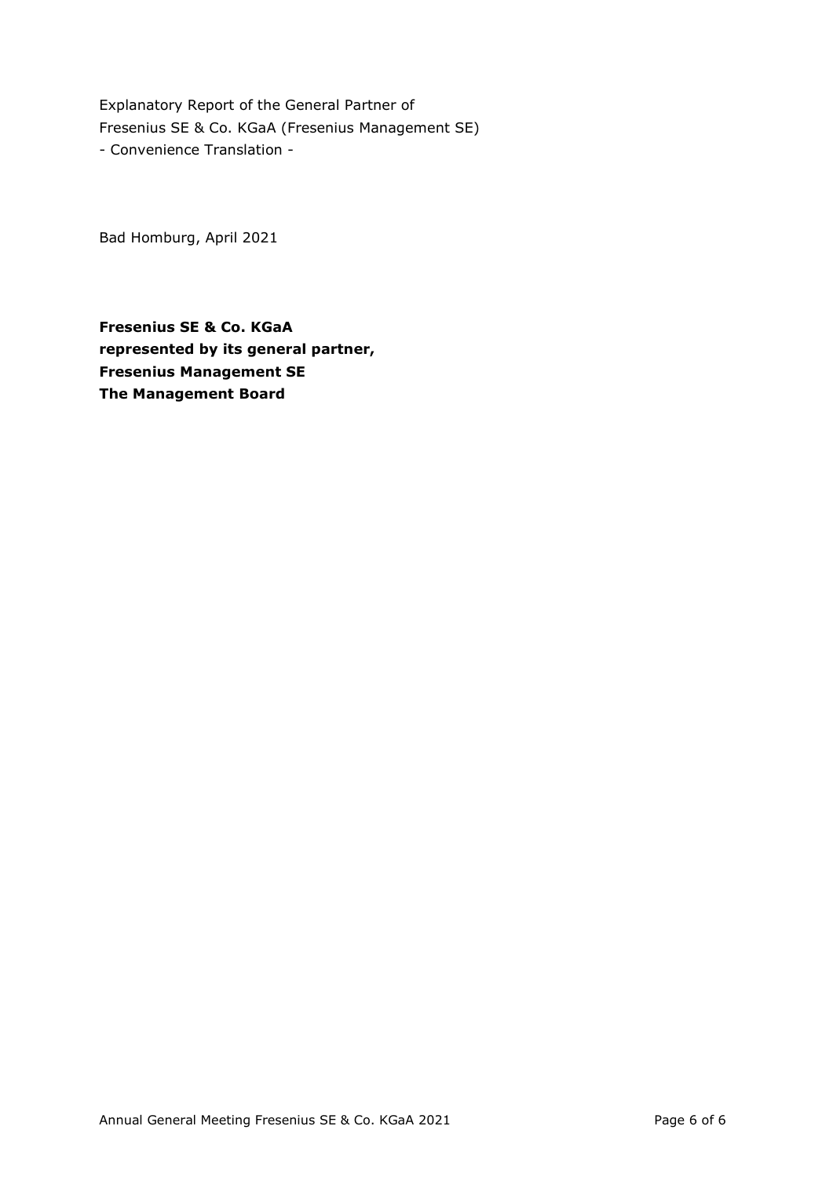Explanatory Report of the General Partner of
Fresenius SE & Co. KGaA (Fresenius Management SE)
- Convenience Translation -

Bad Homburg, April 2021

**Fresenius SE & Co. KGaA**
**represented by its general partner,**
**Fresenius Management SE**
**The Management Board**